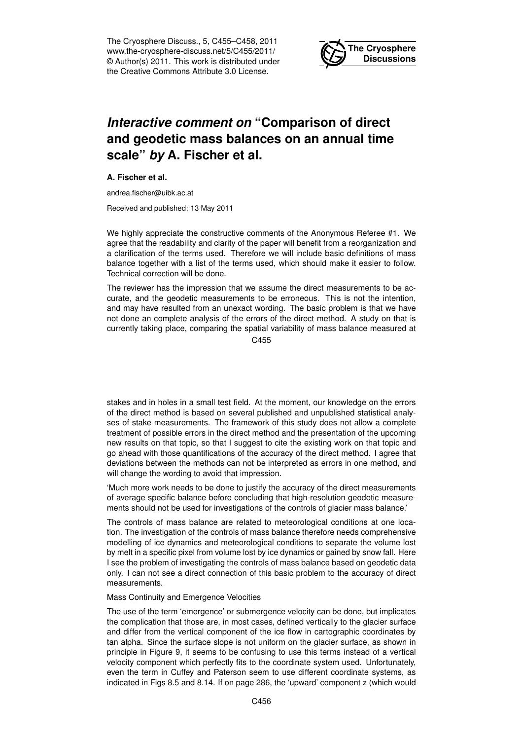# *Interactive comment on* "Comparison of direct and geodetic mass balances on an annual time scale" *by* A. Fischer et al.

**A. Fischer et al.**

andrea.fischer@uibk.ac.at

Received and published: 13 May 2011

We highly appreciate the constructive comments of the Anonymous Referee #1. We agree that the readability and clarity of the paper will benefit from a reorganization and a clarification of the terms used. Therefore we will include basic definitions of mass balance together with a list of the terms used, which should make it easier to follow. Technical correction will be done.

The reviewer has the impression that we assume the direct measurements to be accurate, and the geodetic measurements to be erroneous. This is not the intention, and may have resulted from an unexact wording. The basic problem is that we have not done an complete analysis of the errors of the direct method. A study on that is currently taking place, comparing the spatial variability of mass balance measured at stakes and in holes in a small test field. At the moment, our knowledge on the errors of the direct method is based on several published and unpublished statistical analyses of stake measurements. The framework of this study does not allow a complete treatment of possible errors in the direct method and the presentation of the upcoming new results on that topic, so that I suggest to cite the existing work on that topic and go ahead with those quantifications of the accuracy of the direct method. I agree that deviations between the methods can not be interpreted as errors in one method, and will change the wording to avoid that impression.

'Much more work needs to be done to justify the accuracy of the direct measurements of average specific balance before concluding that high-resolution geodetic measurements should not be used for investigations of the controls of glacier mass balance.'

The controls of mass balance are related to meteorological conditions at one location. The investigation of the controls of mass balance therefore needs comprehensive modelling of ice dynamics and meteorological conditions to separate the volume lost by melt in a specific pixel from volume lost by ice dynamics or gained by snow fall. Here I see the problem of investigating the controls of mass balance based on geodetic data only. I can not see a direct connection of this basic problem to the accuracy of direct measurements.

Mass Continuity and Emergence Velocities

The use of the term 'emergence' or submergence velocity can be done, but implicates the complication that those are, in most cases, defined vertically to the glacier surface and differ from the vertical component of the ice flow in cartographic coordinates by tan alpha. Since the surface slope is not uniform on the glacier surface, as shown in principle in Figure 9, it seems to be confusing to use this terms instead of a vertical velocity component which perfectly fits to the coordinate system used. Unfortunately, even the term in Cuffey and Paterson seem to use different coordinate systems, as indicated in Figs 8.5 and 8.14. If on page 286, the 'upward' component z (which would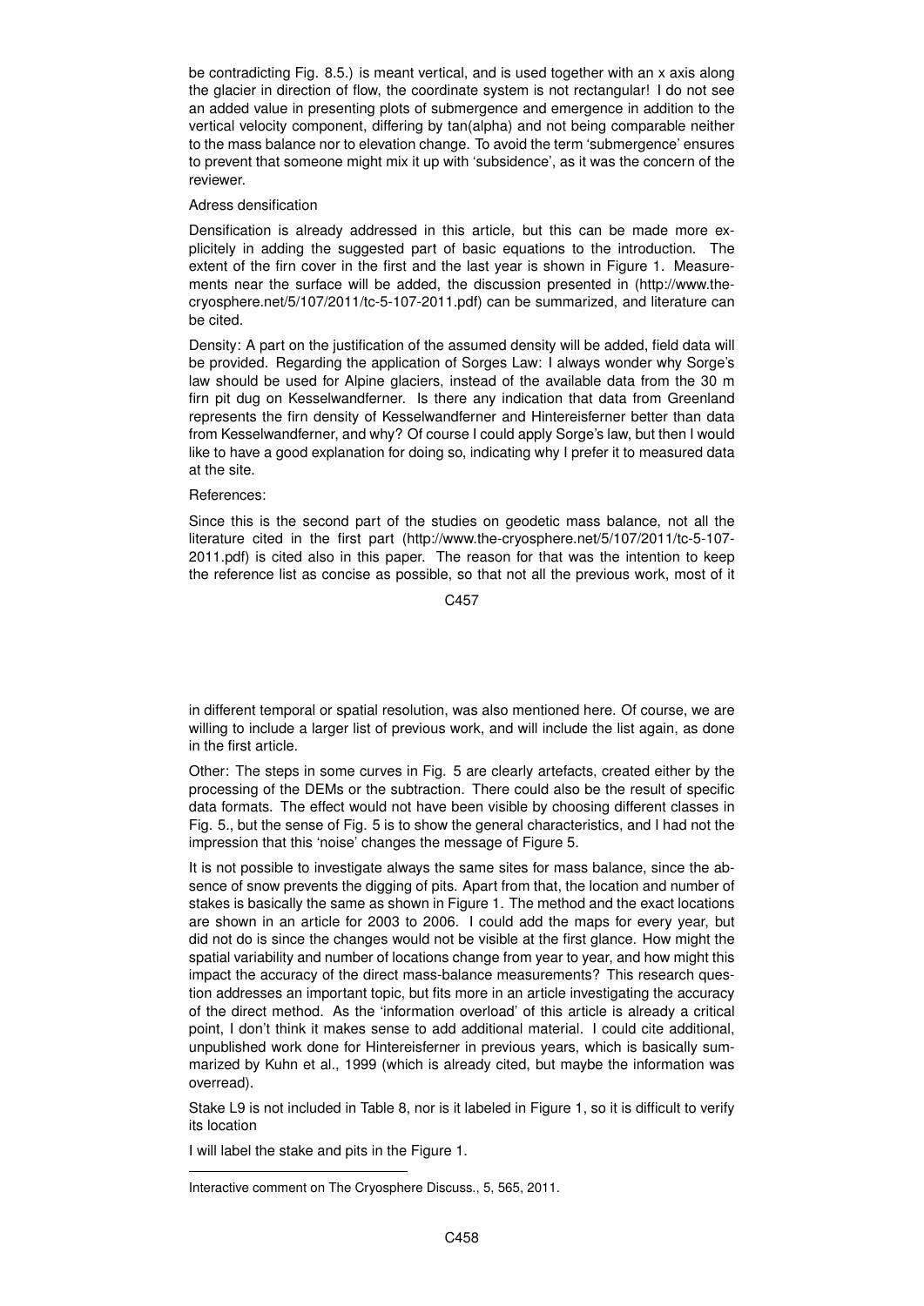be contradicting Fig. 8.5.) is meant vertical, and is used together with an x axis along the glacier in direction of flow, the coordinate system is not rectangular! I do not see an added value in presenting plots of submergence and emergence in addition to the vertical velocity component, differing by tan(alpha) and not being comparable neither to the mass balance nor to elevation change. To avoid the term 'submergence' ensures to prevent that someone might mix it up with 'subsidence', as it was the concern of the reviewer.

Adress densification

Densification is already addressed in this article, but this can be made more explicitely in adding the suggested part of basic equations to the introduction. The extent of the firn cover in the first and the last year is shown in Figure 1. Measurements near the surface will be added, the discussion presented in (http://www.the-cryosphere.net/5/107/2011/tc-5-107-2011.pdf) can be summarized, and literature can be cited.

Density: A part on the justification of the assumed density will be added, field data will be provided. Regarding the application of Sorges Law: I always wonder why Sorge's law should be used for Alpine glaciers, instead of the available data from the 30 m firn pit dug on Kesselwandferner. Is there any indication that data from Greenland represents the firn density of Kesselwandferner and Hintereisferner better than data from Kesselwandferner, and why? Of course I could apply Sorge's law, but then I would like to have a good explanation for doing so, indicating why I prefer it to measured data at the site.

References:

Since this is the second part of the studies on geodetic mass balance, not all the literature cited in the first part (http://www.the-cryosphere.net/5/107/2011/tc-5-107-2011.pdf) is cited also in this paper. The reason for that was the intention to keep the reference list as concise as possible, so that not all the previous work, most of it in different temporal or spatial resolution, was also mentioned here. Of course, we are willing to include a larger list of previous work, and will include the list again, as done in the first article.

Other: The steps in some curves in Fig. 5 are clearly artefacts, created either by the processing of the DEMs or the subtraction. There could also be the result of specific data formats. The effect would not have been visible by choosing different classes in Fig. 5., but the sense of Fig. 5 is to show the general characteristics, and I had not the impression that this 'noise' changes the message of Figure 5.

It is not possible to investigate always the same sites for mass balance, since the absence of snow prevents the digging of pits. Apart from that, the location and number of stakes is basically the same as shown in Figure 1. The method and the exact locations are shown in an article for 2003 to 2006. I could add the maps for every year, but did not do is since the changes would not be visible at the first glance. How might the spatial variability and number of locations change from year to year, and how might this impact the accuracy of the direct mass-balance measurements? This research question addresses an important topic, but fits more in an article investigating the accuracy of the direct method. As the 'information overload' of this article is already a critical point, I don't think it makes sense to add additional material. I could cite additional, unpublished work done for Hintereisferner in previous years, which is basically summarized by Kuhn et al., 1999 (which is already cited, but maybe the information was overread).

Stake L9 is not included in Table 8, nor is it labeled in Figure 1, so it is difficult to verify its location

I will label the stake and pits in the Figure 1.

---

Interactive comment on The Cryosphere Discuss., 5, 565, 2011.